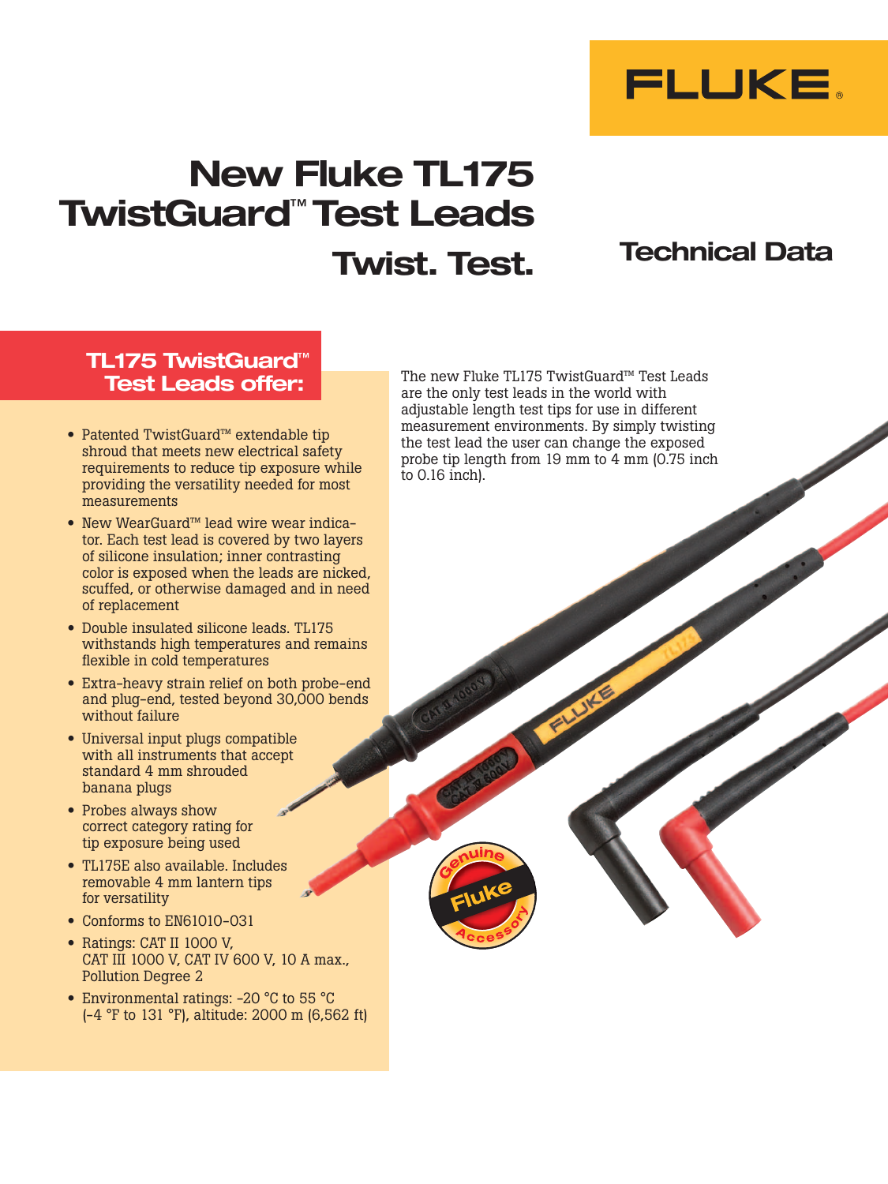# New Fluke TL175 TwistGuard™ Test Leads

## Twist. Test.

## Technical Data

The new Fluke TL175 TwistGuard™ Test Leads are the only test leads in the world with adjustable length test tips for use in different measurement environments. By simply twisting the test lead the user can change the exposed probe tip length from 19 mm to 4 mm (0.75 inch to 0.16 inch).

### TL175 TwistGuard™ Test Leads offer:

- Patented TwistGuard™ extendable tip shroud that meets new electrical safety requirements to reduce tip exposure while providing the versatility needed for most measurements
- New WearGuard™ lead wire wear indicator. Each test lead is covered by two layers of silicone insulation; inner contrasting color is exposed when the leads are nicked, scuffed, or otherwise damaged and in need of replacement
- Double insulated silicone leads. TL175 withstands high temperatures and remains flexible in cold temperatures
- Extra-heavy strain relief on both probe-end and plug-end, tested beyond 30,000 bends without failure
- Universal input plugs compatible with all instruments that accept standard 4 mm shrouded banana plugs
- Probes always show correct category rating for tip exposure being used
- TL175E also available. Includes removable 4 mm lantern tips for versatility
- Conforms to EN61010-031
- Ratings: CAT II 1000 V, CAT III 1000 V, CAT IV 600 V, 10 A max., Pollution Degree 2
- Environmental ratings: -20 °C to 55 °C (-4 °F to 131 °F), altitude: 2000 m (6,562 ft)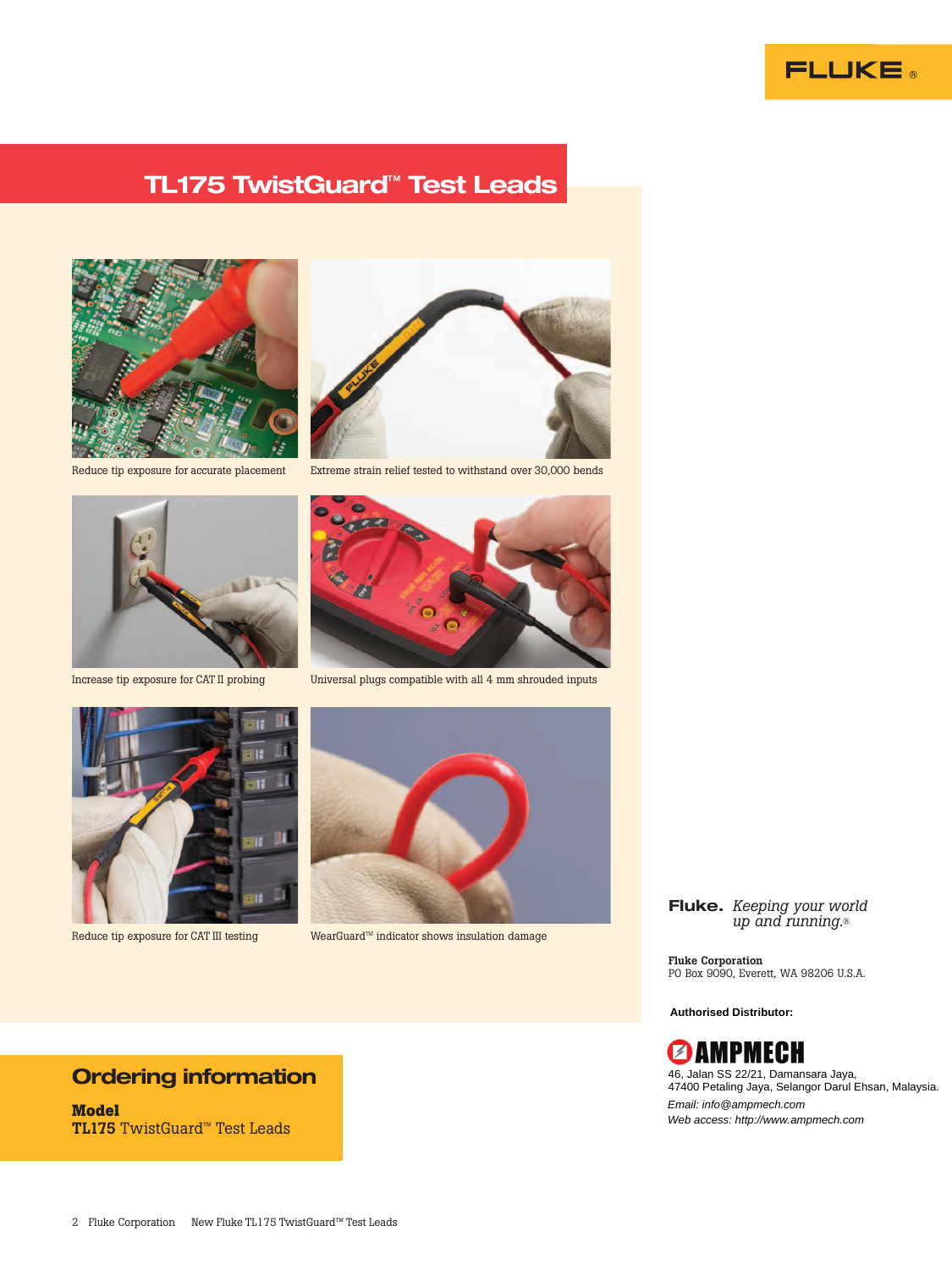# TL175 TwistGuard™ Test Leads

Reduce tip exposure for accurate placement

Extreme strain relief tested to withstand over 30,000 bends

Increase tip exposure for CAT II probing

Universal plugs compatible with all 4 mm shrouded inputs

Reduce tip exposure for CAT III testing

WearGuard™ indicator shows insulation damage

## Ordering information

**Model**
**TL175** TwistGuard™ Test Leads

**Fluke.** *Keeping your world up and running.®*

**Fluke Corporation**
PO Box 9090, Everett, WA 98206 U.S.A.

**Authorised Distributor:**

**AMPMECH**
46, Jalan SS 22/21, Damansara Jaya,
47400 Petaling Jaya, Selangor Darul Ehsan, Malaysia.
*Email: info@ampmech.com*
*Web access: http://www.ampmech.com*